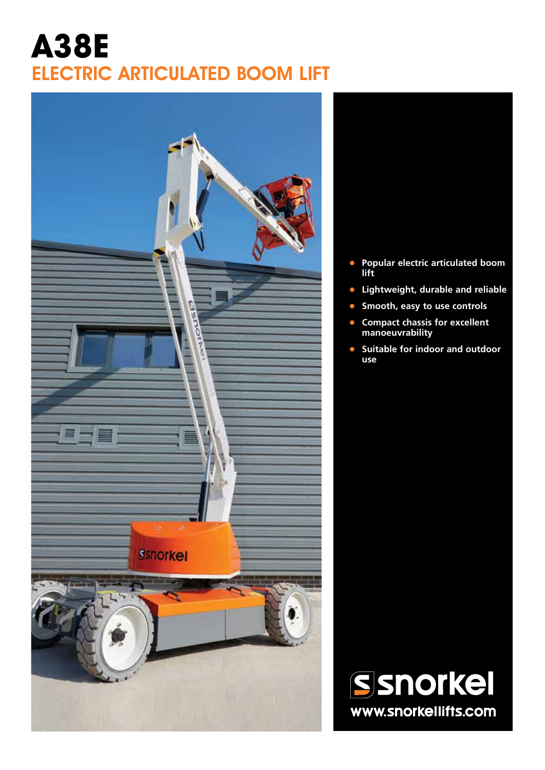# A38E

## ELECTRIC ARTICULATED BOOM LIFT

- Popular electric articulated boom lift
- Lightweight, durable and reliable
- Smooth, easy to use controls
- Compact chassis for excellent manoeuvrability
- Suitable for indoor and outdoor use

snorkel

www.snorkellifts.com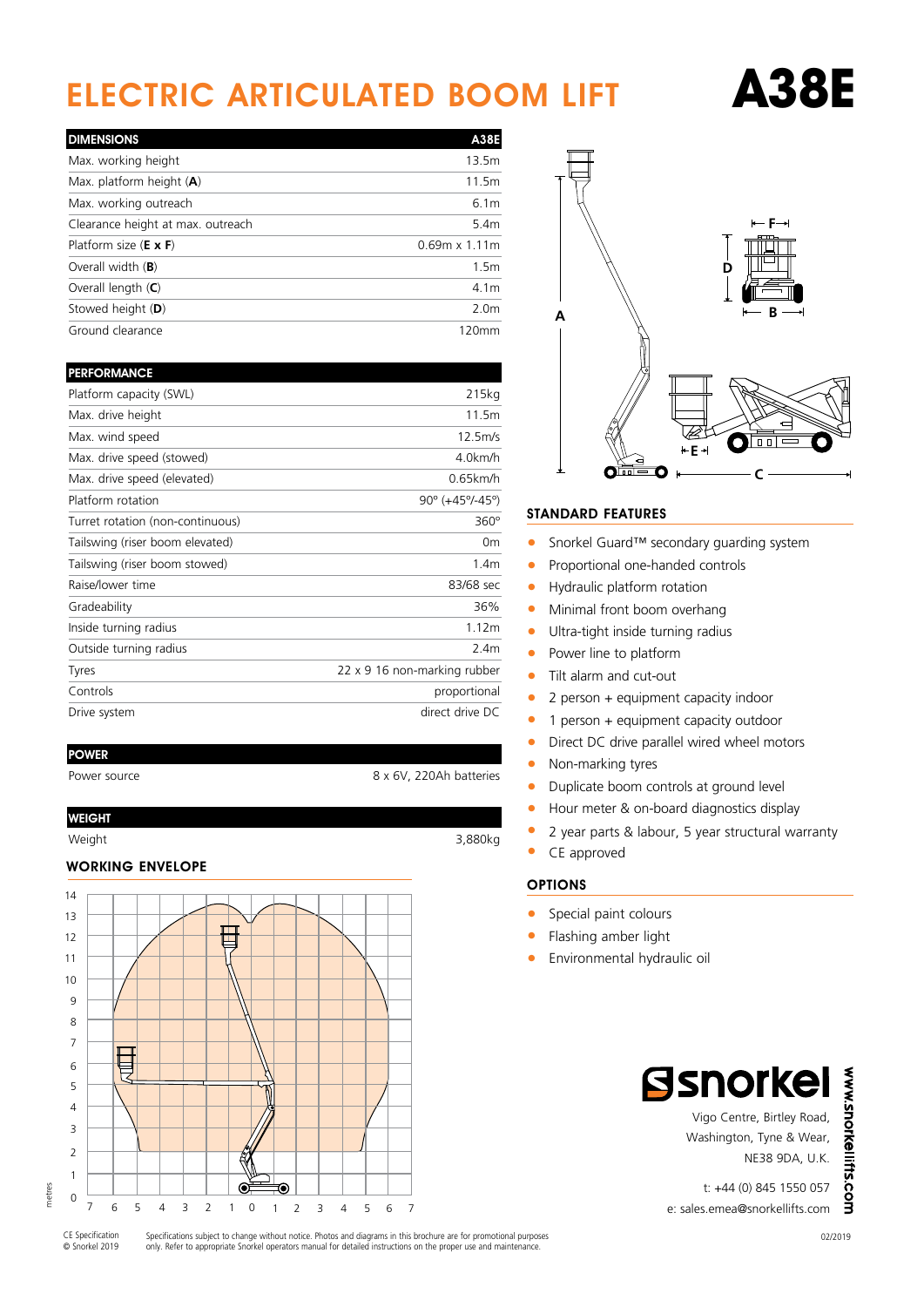# ELECTRIC ARTICULATED BOOM LIFT

# A38E

| DIMENSIONS | A38E |
|---|---|
| Max. working height | 13.5m |
| Max. platform height (**A**) | 11.5m |
| Max. working outreach | 6.1m |
| Clearance height at max. outreach | 5.4m |
| Platform size (**E x F**) | 0.69m x 1.11m |
| Overall width (**B**) | 1.5m |
| Overall length (**C**) | 4.1m |
| Stowed height (**D**) | 2.0m |
| Ground clearance | 120mm |

| PERFORMANCE | |
|---|---|
| Platform capacity (SWL) | 215kg |
| Max. drive height | 11.5m |
| Max. wind speed | 12.5m/s |
| Max. drive speed (stowed) | 4.0km/h |
| Max. drive speed (elevated) | 0.65km/h |
| Platform rotation | 90º (+45º/-45º) |
| Turret rotation (non-continuous) | 360º |
| Tailswing (riser boom elevated) | 0m |
| Tailswing (riser boom stowed) | 1.4m |
| Raise/lower time | 83/68 sec |
| Gradeability | 36% |
| Inside turning radius | 1.12m |
| Outside turning radius | 2.4m |
| Tyres | 22 x 9 16 non-marking rubber |
| Controls | proportional |
| Drive system | direct drive DC |

| POWER | |
|---|---|
| Power source | 8 x 6V, 220Ah batteries |

| WEIGHT | |
|---|---|
| Weight | 3,880kg |

## WORKING ENVELOPE

metres

14
13
12
11
10
9
8
7
6
5
4
3
2
1
0

7 6 5 4 3 2 1 0 1 2 3 4 5 6 7

A
B
C
D
E
F

## STANDARD FEATURES

- Snorkel Guard™ secondary guarding system
- Proportional one-handed controls
- Hydraulic platform rotation
- Minimal front boom overhang
- Ultra-tight inside turning radius
- Power line to platform
- Tilt alarm and cut-out
- 2 person + equipment capacity indoor
- 1 person + equipment capacity outdoor
- Direct DC drive parallel wired wheel motors
- Non-marking tyres
- Duplicate boom controls at ground level
- Hour meter & on-board diagnostics display
- 2 year parts & labour, 5 year structural warranty
- CE approved

## OPTIONS

- Special paint colours
- Flashing amber light
- Environmental hydraulic oil

snorkel

Vigo Centre, Birtley Road,
Washington, Tyne & Wear,
NE38 9DA, U.K.

t: +44 (0) 845 1550 057
e: sales.emea@snorkellifts.com

www.snorkellifts.com

CE Specification
© Snorkel 2019

Specifications subject to change without notice. Photos and diagrams in this brochure are for promotional purposes only. Refer to appropriate Snorkel operators manual for detailed instructions on the proper use and maintenance.

02/2019